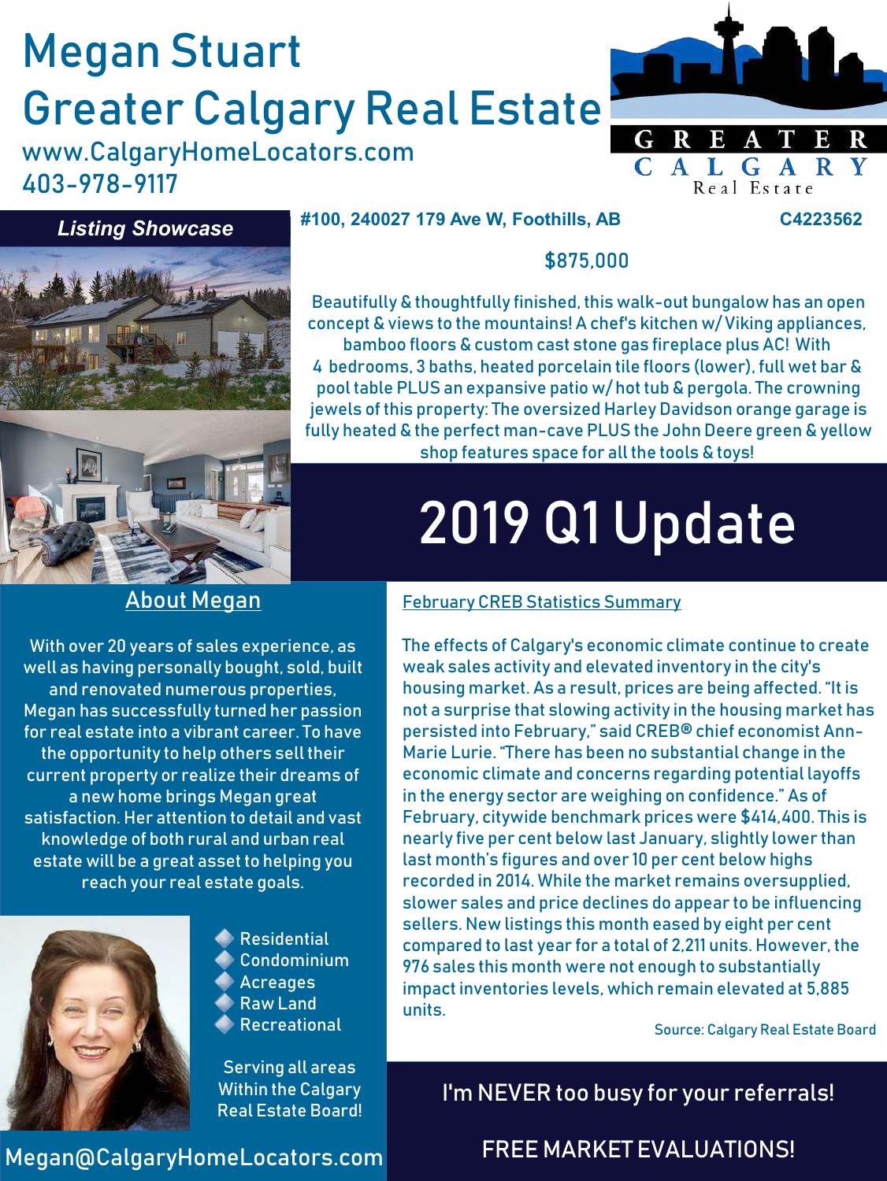# Megan Stuart

# Greater Calgary Real Estate

www.CalgaryHomeLocators.com

403-978-9117

GREATER CALGARY Real Estate

## Listing Showcase

**#100, 240027 179 Ave W, Foothills, AB** **C4223562**

$875,000

Beautifully & thoughtfully finished, this walk-out bungalow has an open concept & views to the mountains! A chef's kitchen w/ Viking appliances, bamboo floors & custom cast stone gas fireplace plus AC! With 4 bedrooms, 3 baths, heated porcelain tile floors (lower), full wet bar & pool table PLUS an expansive patio w/ hot tub & pergola. The crowning jewels of this property: The oversized Harley Davidson orange garage is fully heated & the perfect man-cave PLUS the John Deere green & yellow shop features space for all the tools & toys!

# 2019 Q1 Update

## About Megan

With over 20 years of sales experience, as well as having personally bought, sold, built and renovated numerous properties, Megan has successfully turned her passion for real estate into a vibrant career. To have the opportunity to help others sell their current property or realize their dreams of a new home brings Megan great satisfaction. Her attention to detail and vast knowledge of both rural and urban real estate will be a great asset to helping you reach your real estate goals.

- Residential
- Condominium
- Acreages
- Raw Land
- Recreational

Serving all areas Within the Calgary Real Estate Board!

Megan@CalgaryHomeLocators.com

## February CREB Statistics Summary

The effects of Calgary's economic climate continue to create weak sales activity and elevated inventory in the city's housing market. As a result, prices are being affected. "It is not a surprise that slowing activity in the housing market has persisted into February," said CREB® chief economist Ann-Marie Lurie. "There has been no substantial change in the economic climate and concerns regarding potential layoffs in the energy sector are weighing on confidence." As of February, citywide benchmark prices were $414,400. This is nearly five per cent below last January, slightly lower than last month's figures and over 10 per cent below highs recorded in 2014. While the market remains oversupplied, slower sales and price declines do appear to be influencing sellers. New listings this month eased by eight per cent compared to last year for a total of 2,211 units. However, the 976 sales this month were not enough to substantially impact inventories levels, which remain elevated at 5,885 units.

Source: Calgary Real Estate Board

I'm NEVER too busy for your referrals!

FREE MARKET EVALUATIONS!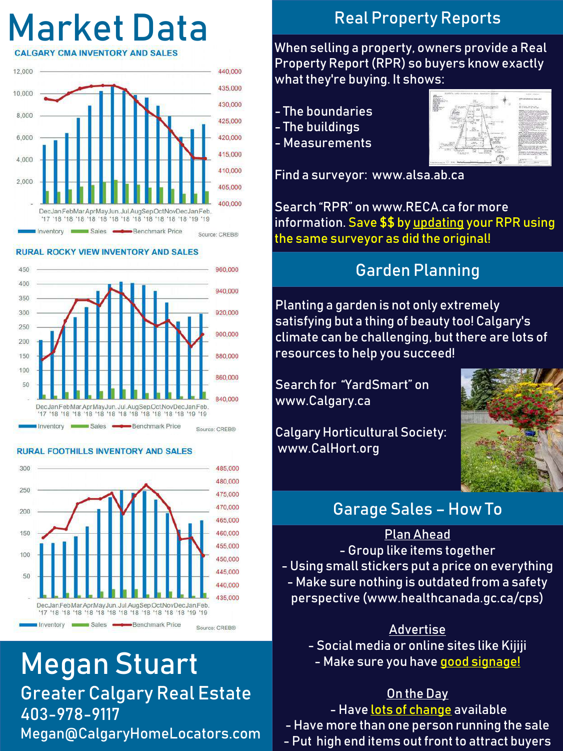# Market Data

## CALGARY CMA INVENTORY AND SALES

12,000
10,000
8,000
6,000
4,000
2,000

440,000
435,000
430,000
425,000
420,000
415,000
410,000
405,000
400,000

Dec '17 Jan '18 Feb '18 Mar '18 Apr '18 May '18 Jun. '18 Jul. '18 Aug '18 Sep '18 Oct '18 Nov '18 Dec '18 Jan '19 Feb. '19

Inventory Sales Benchmark Price

Source: CREB®

## RURAL ROCKY VIEW INVENTORY AND SALES

450
400
350
300
250
200
150
100
50

960,000
940,000
920,000
900,000
880,000
860,000
840,000

Dec '17 Jan '18 Feb '18 Mar '18 Apr '18 May '18 Jun. '18 Jul. '18 Aug '18 Sep '18 Oct '18 Nov '18 Dec '18 Jan '19 Feb. '19

Inventory Sales Benchmark Price

Source: CREB®

## RURAL FOOTHILLS INVENTORY AND SALES

300
250
200
150
100
50

485,000
480,000
475,000
470,000
465,000
460,000
455,000
450,000
445,000
440,000
435,000

Dec '17 Jan '18 Feb '18 Mar '18 Apr '18 May '18 Jun. '18 Jul. '18 Aug '18 Sep '18 Oct '18 Nov '18 Dec '18 Jan '19 Feb. '19

Inventory Sales Benchmark Price

Source: CREB®

## Real Property Reports

When selling a property, owners provide a Real Property Report (RPR) so buyers know exactly what they're buying. It shows:

- The boundaries
- The buildings
- Measurements

Find a surveyor: www.alsa.ab.ca

Search "RPR" on www.RECA.ca for more information. **Save $$ by updating your RPR using the same surveyor as did the original!**

## Garden Planning

Planting a garden is not only extremely satisfying but a thing of beauty too! Calgary's climate can be challenging, but there are lots of resources to help you succeed!

Search for "YardSmart" on www.Calgary.ca

Calgary Horticultural Society: www.CalHort.org

## Garage Sales – How To

**Plan Ahead**

- Group like items together
- Using small stickers put a price on everything
- Make sure nothing is outdated from a safety perspective (www.healthcanada.gc.ca/cps)

**Advertise**

- Social media or online sites like Kijiji
- Make sure you have good signage!

**On the Day**

- Have lots of change available
- Have more than one person running the sale
- Put high end items out front to attract buyers

## Megan Stuart

Greater Calgary Real Estate
403-978-9117
Megan@CalgaryHomeLocators.com